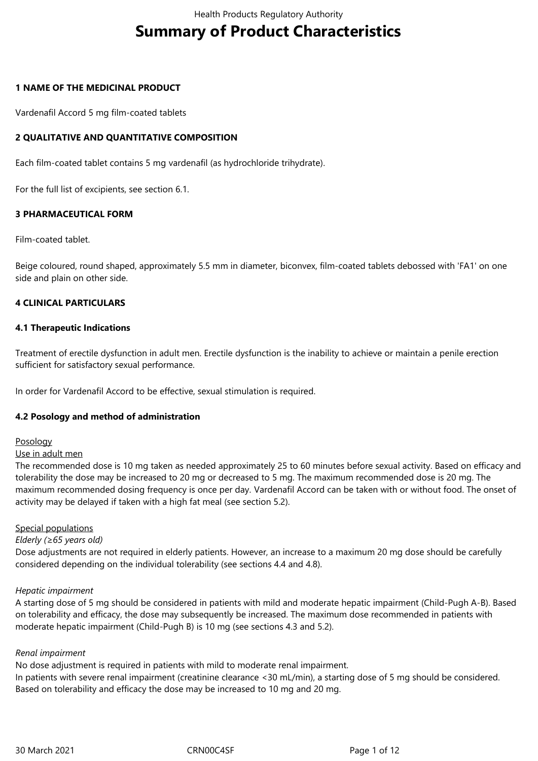# Summary of Product Characteristics

## 1 NAME OF THE MEDICINAL PRODUCT

Vardenafil Accord 5 mg film-coated tablets

## 2 QUALITATIVE AND QUANTITATIVE COMPOSITION

Each film-coated tablet contains 5 mg vardenafil (as hydrochloride trihydrate).

For the full list of excipients, see section 6.1.

## 3 PHARMACEUTICAL FORM

Film-coated tablet.

Beige coloured, round shaped, approximately 5.5 mm in diameter, biconvex, film-coated tablets debossed with 'FA1' on one side and plain on other side.

## 4 CLINICAL PARTICULARS

### 4.1 Therapeutic Indications

Treatment of erectile dysfunction in adult men. Erectile dysfunction is the inability to achieve or maintain a penile erection sufficient for satisfactory sexual performance.

In order for Vardenafil Accord to be effective, sexual stimulation is required.

### 4.2 Posology and method of administration

Posology

Use in adult men

The recommended dose is 10 mg taken as needed approximately 25 to 60 minutes before sexual activity. Based on efficacy and tolerability the dose may be increased to 20 mg or decreased to 5 mg. The maximum recommended dose is 20 mg. The maximum recommended dosing frequency is once per day. Vardenafil Accord can be taken with or without food. The onset of activity may be delayed if taken with a high fat meal (see section 5.2).

Special populations

*Elderly (≥65 years old)*

Dose adjustments are not required in elderly patients. However, an increase to a maximum 20 mg dose should be carefully considered depending on the individual tolerability (see sections 4.4 and 4.8).

*Hepatic impairment*

A starting dose of 5 mg should be considered in patients with mild and moderate hepatic impairment (Child-Pugh A-B). Based on tolerability and efficacy, the dose may subsequently be increased. The maximum dose recommended in patients with moderate hepatic impairment (Child-Pugh B) is 10 mg (see sections 4.3 and 5.2).

*Renal impairment*

No dose adjustment is required in patients with mild to moderate renal impairment.

In patients with severe renal impairment (creatinine clearance <30 mL/min), a starting dose of 5 mg should be considered. Based on tolerability and efficacy the dose may be increased to 10 mg and 20 mg.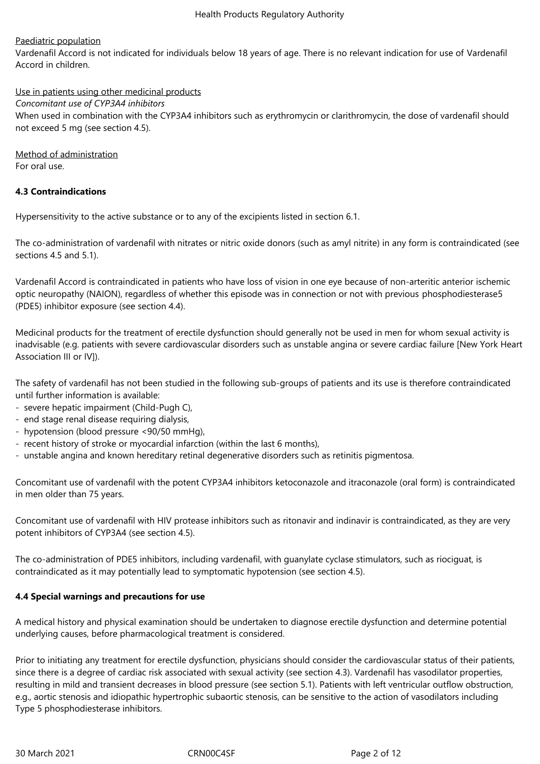Paediatric population

Vardenafil Accord is not indicated for individuals below 18 years of age. There is no relevant indication for use of Vardenafil Accord in children.

Use in patients using other medicinal products

*Concomitant use of CYP3A4 inhibitors*

When used in combination with the CYP3A4 inhibitors such as erythromycin or clarithromycin, the dose of vardenafil should not exceed 5 mg (see section 4.5).

Method of administration

For oral use.

**4.3 Contraindications**

Hypersensitivity to the active substance or to any of the excipients listed in section 6.1.

The co-administration of vardenafil with nitrates or nitric oxide donors (such as amyl nitrite) in any form is contraindicated (see sections 4.5 and 5.1).

Vardenafil Accord is contraindicated in patients who have loss of vision in one eye because of non-arteritic anterior ischemic optic neuropathy (NAION), regardless of whether this episode was in connection or not with previous phosphodiesterase5 (PDE5) inhibitor exposure (see section 4.4).

Medicinal products for the treatment of erectile dysfunction should generally not be used in men for whom sexual activity is inadvisable (e.g. patients with severe cardiovascular disorders such as unstable angina or severe cardiac failure [New York Heart Association III or IV]).

The safety of vardenafil has not been studied in the following sub-groups of patients and its use is therefore contraindicated until further information is available:

- severe hepatic impairment (Child-Pugh C),
- end stage renal disease requiring dialysis,
- hypotension (blood pressure <90/50 mmHg),
- recent history of stroke or myocardial infarction (within the last 6 months),
- unstable angina and known hereditary retinal degenerative disorders such as retinitis pigmentosa.

Concomitant use of vardenafil with the potent CYP3A4 inhibitors ketoconazole and itraconazole (oral form) is contraindicated in men older than 75 years.

Concomitant use of vardenafil with HIV protease inhibitors such as ritonavir and indinavir is contraindicated, as they are very potent inhibitors of CYP3A4 (see section 4.5).

The co-administration of PDE5 inhibitors, including vardenafil, with guanylate cyclase stimulators, such as riociguat, is contraindicated as it may potentially lead to symptomatic hypotension (see section 4.5).

**4.4 Special warnings and precautions for use**

A medical history and physical examination should be undertaken to diagnose erectile dysfunction and determine potential underlying causes, before pharmacological treatment is considered.

Prior to initiating any treatment for erectile dysfunction, physicians should consider the cardiovascular status of their patients, since there is a degree of cardiac risk associated with sexual activity (see section 4.3). Vardenafil has vasodilator properties, resulting in mild and transient decreases in blood pressure (see section 5.1). Patients with left ventricular outflow obstruction, e.g., aortic stenosis and idiopathic hypertrophic subaortic stenosis, can be sensitive to the action of vasodilators including Type 5 phosphodiesterase inhibitors.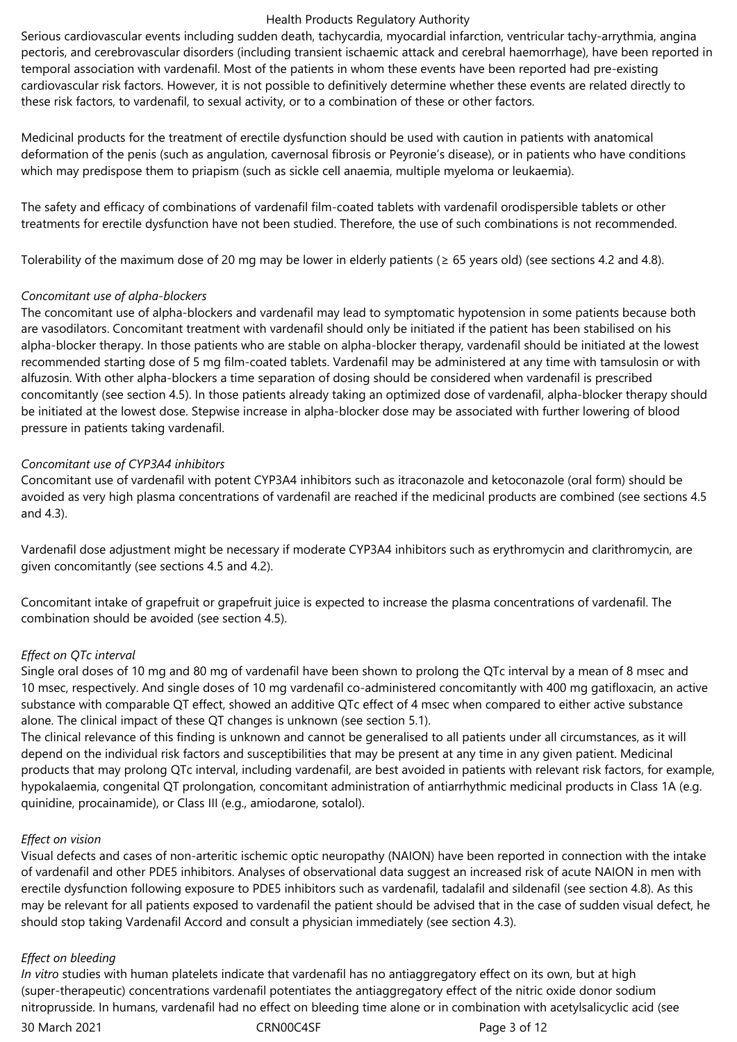Serious cardiovascular events including sudden death, tachycardia, myocardial infarction, ventricular tachy-arrythmia, angina pectoris, and cerebrovascular disorders (including transient ischaemic attack and cerebral haemorrhage), have been reported in temporal association with vardenafil. Most of the patients in whom these events have been reported had pre-existing cardiovascular risk factors. However, it is not possible to definitively determine whether these events are related directly to these risk factors, to vardenafil, to sexual activity, or to a combination of these or other factors.

Medicinal products for the treatment of erectile dysfunction should be used with caution in patients with anatomical deformation of the penis (such as angulation, cavernosal fibrosis or Peyronie's disease), or in patients who have conditions which may predispose them to priapism (such as sickle cell anaemia, multiple myeloma or leukaemia).

The safety and efficacy of combinations of vardenafil film-coated tablets with vardenafil orodispersible tablets or other treatments for erectile dysfunction have not been studied. Therefore, the use of such combinations is not recommended.

Tolerability of the maximum dose of 20 mg may be lower in elderly patients (≥ 65 years old) (see sections 4.2 and 4.8).

*Concomitant use of alpha-blockers*

The concomitant use of alpha-blockers and vardenafil may lead to symptomatic hypotension in some patients because both are vasodilators. Concomitant treatment with vardenafil should only be initiated if the patient has been stabilised on his alpha-blocker therapy. In those patients who are stable on alpha-blocker therapy, vardenafil should be initiated at the lowest recommended starting dose of 5 mg film-coated tablets. Vardenafil may be administered at any time with tamsulosin or with alfuzosin. With other alpha-blockers a time separation of dosing should be considered when vardenafil is prescribed concomitantly (see section 4.5). In those patients already taking an optimized dose of vardenafil, alpha-blocker therapy should be initiated at the lowest dose. Stepwise increase in alpha-blocker dose may be associated with further lowering of blood pressure in patients taking vardenafil.

*Concomitant use of CYP3A4 inhibitors*

Concomitant use of vardenafil with potent CYP3A4 inhibitors such as itraconazole and ketoconazole (oral form) should be avoided as very high plasma concentrations of vardenafil are reached if the medicinal products are combined (see sections 4.5 and 4.3).

Vardenafil dose adjustment might be necessary if moderate CYP3A4 inhibitors such as erythromycin and clarithromycin, are given concomitantly (see sections 4.5 and 4.2).

Concomitant intake of grapefruit or grapefruit juice is expected to increase the plasma concentrations of vardenafil. The combination should be avoided (see section 4.5).

*Effect on QTc interval*

Single oral doses of 10 mg and 80 mg of vardenafil have been shown to prolong the QTc interval by a mean of 8 msec and 10 msec, respectively. And single doses of 10 mg vardenafil co-administered concomitantly with 400 mg gatifloxacin, an active substance with comparable QT effect, showed an additive QTc effect of 4 msec when compared to either active substance alone. The clinical impact of these QT changes is unknown (see section 5.1).
The clinical relevance of this finding is unknown and cannot be generalised to all patients under all circumstances, as it will depend on the individual risk factors and susceptibilities that may be present at any time in any given patient. Medicinal products that may prolong QTc interval, including vardenafil, are best avoided in patients with relevant risk factors, for example, hypokalaemia, congenital QT prolongation, concomitant administration of antiarrhythmic medicinal products in Class 1A (e.g. quinidine, procainamide), or Class III (e.g., amiodarone, sotalol).

*Effect on vision*

Visual defects and cases of non-arteritic ischemic optic neuropathy (NAION) have been reported in connection with the intake of vardenafil and other PDE5 inhibitors. Analyses of observational data suggest an increased risk of acute NAION in men with erectile dysfunction following exposure to PDE5 inhibitors such as vardenafil, tadalafil and sildenafil (see section 4.8). As this may be relevant for all patients exposed to vardenafil the patient should be advised that in the case of sudden visual defect, he should stop taking Vardenafil Accord and consult a physician immediately (see section 4.3).

*Effect on bleeding*

*In vitro* studies with human platelets indicate that vardenafil has no antiaggregatory effect on its own, but at high (super-therapeutic) concentrations vardenafil potentiates the antiaggregatory effect of the nitric oxide donor sodium nitroprusside. In humans, vardenafil had no effect on bleeding time alone or in combination with acetylsalicylic acid (see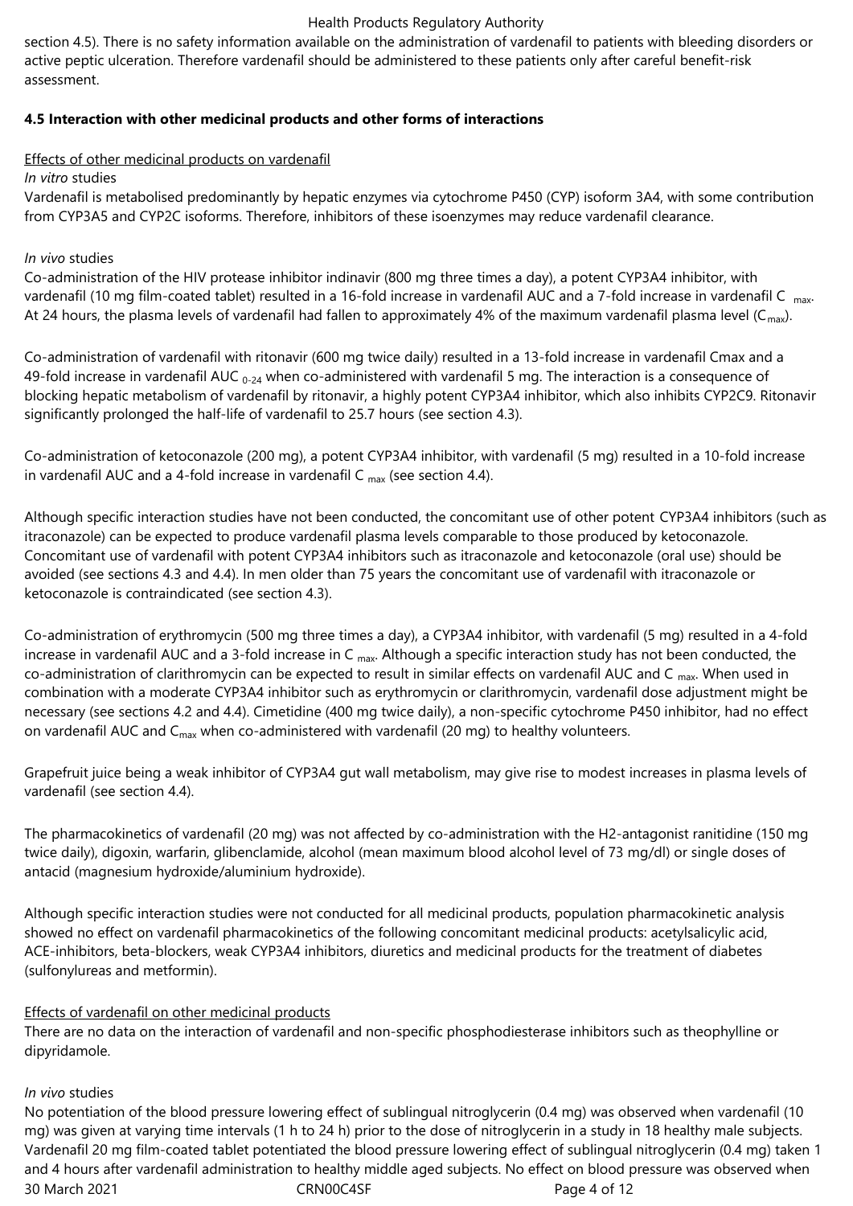section 4.5). There is no safety information available on the administration of vardenafil to patients with bleeding disorders or active peptic ulceration. Therefore vardenafil should be administered to these patients only after careful benefit-risk assessment.

**4.5 Interaction with other medicinal products and other forms of interactions**

Effects of other medicinal products on vardenafil

*In vitro* studies

Vardenafil is metabolised predominantly by hepatic enzymes via cytochrome P450 (CYP) isoform 3A4, with some contribution from CYP3A5 and CYP2C isoforms. Therefore, inhibitors of these isoenzymes may reduce vardenafil clearance.

*In vivo* studies

Co-administration of the HIV protease inhibitor indinavir (800 mg three times a day), a potent CYP3A4 inhibitor, with vardenafil (10 mg film-coated tablet) resulted in a 16-fold increase in vardenafil AUC and a 7-fold increase in vardenafil $C_{max}$. At 24 hours, the plasma levels of vardenafil had fallen to approximately 4% of the maximum vardenafil plasma level ($C_{max}$).

Co-administration of vardenafil with ritonavir (600 mg twice daily) resulted in a 13-fold increase in vardenafil Cmax and a 49-fold increase in vardenafil $AUC_{0-24}$ when co-administered with vardenafil 5 mg. The interaction is a consequence of blocking hepatic metabolism of vardenafil by ritonavir, a highly potent CYP3A4 inhibitor, which also inhibits CYP2C9. Ritonavir significantly prolonged the half-life of vardenafil to 25.7 hours (see section 4.3).

Co-administration of ketoconazole (200 mg), a potent CYP3A4 inhibitor, with vardenafil (5 mg) resulted in a 10-fold increase in vardenafil AUC and a 4-fold increase in vardenafil $C_{max}$ (see section 4.4).

Although specific interaction studies have not been conducted, the concomitant use of other potent CYP3A4 inhibitors (such as itraconazole) can be expected to produce vardenafil plasma levels comparable to those produced by ketoconazole. Concomitant use of vardenafil with potent CYP3A4 inhibitors such as itraconazole and ketoconazole (oral use) should be avoided (see sections 4.3 and 4.4). In men older than 75 years the concomitant use of vardenafil with itraconazole or ketoconazole is contraindicated (see section 4.3).

Co-administration of erythromycin (500 mg three times a day), a CYP3A4 inhibitor, with vardenafil (5 mg) resulted in a 4-fold increase in vardenafil AUC and a 3-fold increase in $C_{max}$. Although a specific interaction study has not been conducted, the co-administration of clarithromycin can be expected to result in similar effects on vardenafil AUC and $C_{max}$. When used in combination with a moderate CYP3A4 inhibitor such as erythromycin or clarithromycin, vardenafil dose adjustment might be necessary (see sections 4.2 and 4.4). Cimetidine (400 mg twice daily), a non-specific cytochrome P450 inhibitor, had no effect on vardenafil AUC and $C_{max}$ when co-administered with vardenafil (20 mg) to healthy volunteers.

Grapefruit juice being a weak inhibitor of CYP3A4 gut wall metabolism, may give rise to modest increases in plasma levels of vardenafil (see section 4.4).

The pharmacokinetics of vardenafil (20 mg) was not affected by co-administration with the H2-antagonist ranitidine (150 mg twice daily), digoxin, warfarin, glibenclamide, alcohol (mean maximum blood alcohol level of 73 mg/dl) or single doses of antacid (magnesium hydroxide/aluminium hydroxide).

Although specific interaction studies were not conducted for all medicinal products, population pharmacokinetic analysis showed no effect on vardenafil pharmacokinetics of the following concomitant medicinal products: acetylsalicylic acid, ACE-inhibitors, beta-blockers, weak CYP3A4 inhibitors, diuretics and medicinal products for the treatment of diabetes (sulfonylureas and metformin).

Effects of vardenafil on other medicinal products

There are no data on the interaction of vardenafil and non-specific phosphodiesterase inhibitors such as theophylline or dipyridamole.

*In vivo* studies

No potentiation of the blood pressure lowering effect of sublingual nitroglycerin (0.4 mg) was observed when vardenafil (10 mg) was given at varying time intervals (1 h to 24 h) prior to the dose of nitroglycerin in a study in 18 healthy male subjects. Vardenafil 20 mg film-coated tablet potentiated the blood pressure lowering effect of sublingual nitroglycerin (0.4 mg) taken 1 and 4 hours after vardenafil administration to healthy middle aged subjects. No effect on blood pressure was observed when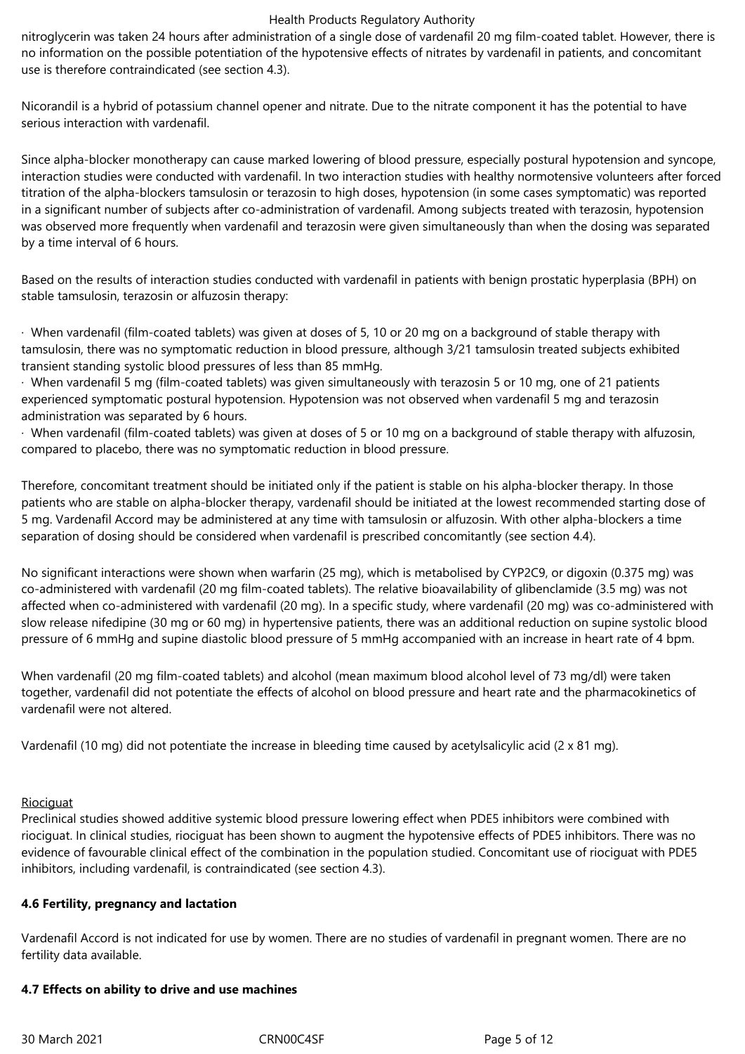nitroglycerin was taken 24 hours after administration of a single dose of vardenafil 20 mg film-coated tablet. However, there is no information on the possible potentiation of the hypotensive effects of nitrates by vardenafil in patients, and concomitant use is therefore contraindicated (see section 4.3).

Nicorandil is a hybrid of potassium channel opener and nitrate. Due to the nitrate component it has the potential to have serious interaction with vardenafil.

Since alpha-blocker monotherapy can cause marked lowering of blood pressure, especially postural hypotension and syncope, interaction studies were conducted with vardenafil. In two interaction studies with healthy normotensive volunteers after forced titration of the alpha-blockers tamsulosin or terazosin to high doses, hypotension (in some cases symptomatic) was reported in a significant number of subjects after co-administration of vardenafil. Among subjects treated with terazosin, hypotension was observed more frequently when vardenafil and terazosin were given simultaneously than when the dosing was separated by a time interval of 6 hours.

Based on the results of interaction studies conducted with vardenafil in patients with benign prostatic hyperplasia (BPH) on stable tamsulosin, terazosin or alfuzosin therapy:

- When vardenafil (film-coated tablets) was given at doses of 5, 10 or 20 mg on a background of stable therapy with tamsulosin, there was no symptomatic reduction in blood pressure, although 3/21 tamsulosin treated subjects exhibited transient standing systolic blood pressures of less than 85 mmHg.
- When vardenafil 5 mg (film-coated tablets) was given simultaneously with terazosin 5 or 10 mg, one of 21 patients experienced symptomatic postural hypotension. Hypotension was not observed when vardenafil 5 mg and terazosin administration was separated by 6 hours.
- When vardenafil (film-coated tablets) was given at doses of 5 or 10 mg on a background of stable therapy with alfuzosin, compared to placebo, there was no symptomatic reduction in blood pressure.

Therefore, concomitant treatment should be initiated only if the patient is stable on his alpha-blocker therapy. In those patients who are stable on alpha-blocker therapy, vardenafil should be initiated at the lowest recommended starting dose of 5 mg. Vardenafil Accord may be administered at any time with tamsulosin or alfuzosin. With other alpha-blockers a time separation of dosing should be considered when vardenafil is prescribed concomitantly (see section 4.4).

No significant interactions were shown when warfarin (25 mg), which is metabolised by CYP2C9, or digoxin (0.375 mg) was co-administered with vardenafil (20 mg film-coated tablets). The relative bioavailability of glibenclamide (3.5 mg) was not affected when co-administered with vardenafil (20 mg). In a specific study, where vardenafil (20 mg) was co-administered with slow release nifedipine (30 mg or 60 mg) in hypertensive patients, there was an additional reduction on supine systolic blood pressure of 6 mmHg and supine diastolic blood pressure of 5 mmHg accompanied with an increase in heart rate of 4 bpm.

When vardenafil (20 mg film-coated tablets) and alcohol (mean maximum blood alcohol level of 73 mg/dl) were taken together, vardenafil did not potentiate the effects of alcohol on blood pressure and heart rate and the pharmacokinetics of vardenafil were not altered.

Vardenafil (10 mg) did not potentiate the increase in bleeding time caused by acetylsalicylic acid (2 x 81 mg).

Riociguat

Preclinical studies showed additive systemic blood pressure lowering effect when PDE5 inhibitors were combined with riociguat. In clinical studies, riociguat has been shown to augment the hypotensive effects of PDE5 inhibitors. There was no evidence of favourable clinical effect of the combination in the population studied. Concomitant use of riociguat with PDE5 inhibitors, including vardenafil, is contraindicated (see section 4.3).

**4.6 Fertility, pregnancy and lactation**

Vardenafil Accord is not indicated for use by women. There are no studies of vardenafil in pregnant women. There are no fertility data available.

**4.7 Effects on ability to drive and use machines**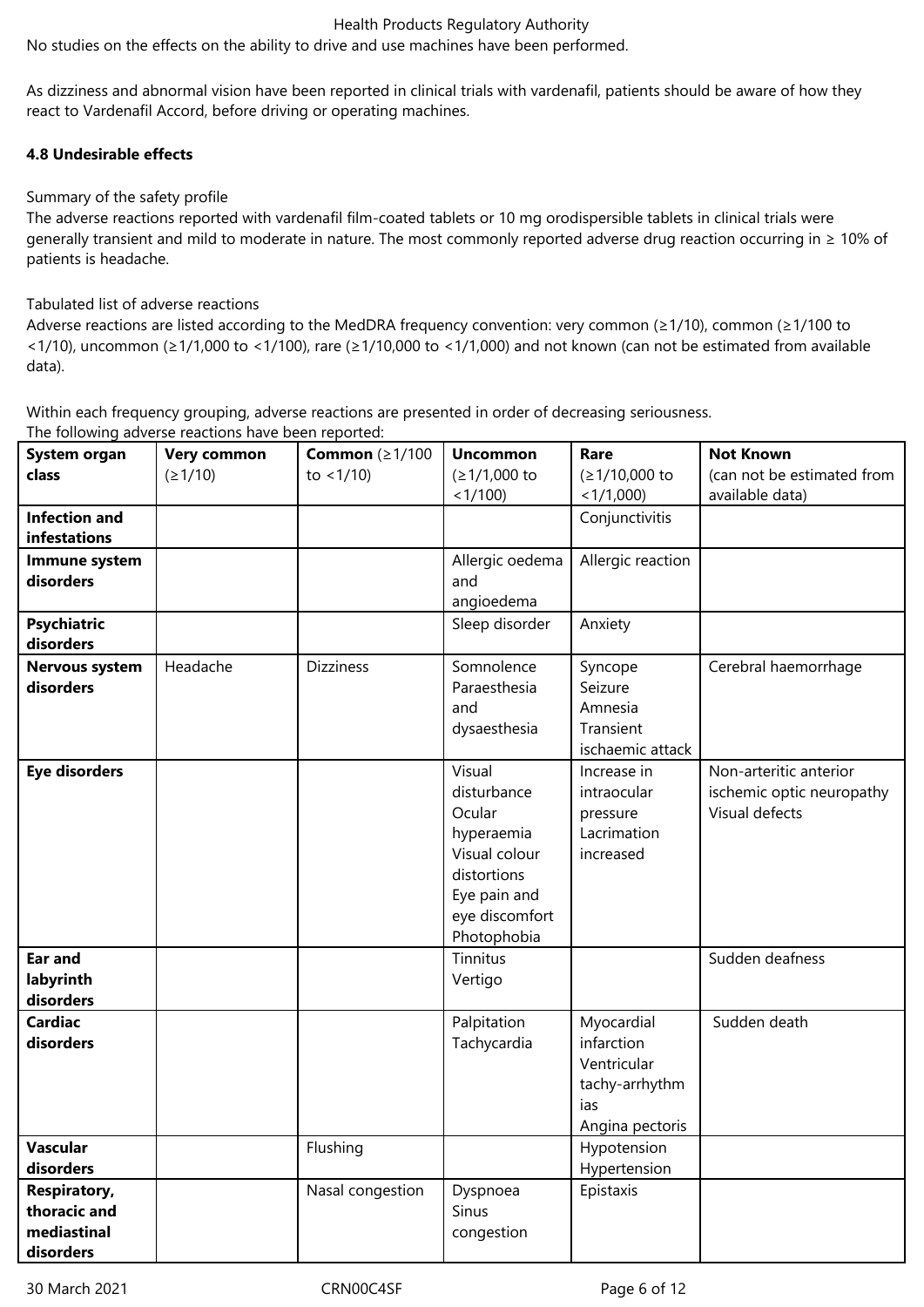No studies on the effects on the ability to drive and use machines have been performed.

As dizziness and abnormal vision have been reported in clinical trials with vardenafil, patients should be aware of how they react to Vardenafil Accord, before driving or operating machines.

**4.8 Undesirable effects**

Summary of the safety profile
The adverse reactions reported with vardenafil film-coated tablets or 10 mg orodispersible tablets in clinical trials were generally transient and mild to moderate in nature. The most commonly reported adverse drug reaction occurring in ≥ 10% of patients is headache.

Tabulated list of adverse reactions
Adverse reactions are listed according to the MedDRA frequency convention: very common (≥1/10), common (≥1/100 to <1/10), uncommon (≥1/1,000 to <1/100), rare (≥1/10,000 to <1/1,000) and not known (can not be estimated from available data).

Within each frequency grouping, adverse reactions are presented in order of decreasing seriousness.
The following adverse reactions have been reported:

| **System organ class** | **Very common** (≥1/10) | **Common** (≥1/100 to <1/10) | **Uncommon** (≥1/1,000 to <1/100) | **Rare** (≥1/10,000 to <1/1,000) | **Not Known** (can not be estimated from available data) |
|---|---|---|---|---|---|
| **Infection and infestations** | | | | Conjunctivitis | |
| **Immune system disorders** | | | Allergic oedema and angioedema | Allergic reaction | |
| **Psychiatric disorders** | | | Sleep disorder | Anxiety | |
| **Nervous system disorders** | Headache | Dizziness | Somnolence<br>Paraesthesia and dysaesthesia | Syncope<br>Seizure<br>Amnesia<br>Transient ischaemic attack | Cerebral haemorrhage |
| **Eye disorders** | | | Visual disturbance<br>Ocular hyperaemia<br>Visual colour distortions<br>Eye pain and eye discomfort<br>Photophobia | Increase in intraocular pressure<br>Lacrimation increased | Non-arteritic anterior ischemic optic neuropathy<br>Visual defects |
| **Ear and labyrinth disorders** | | | Tinnitus<br>Vertigo | | Sudden deafness |
| **Cardiac disorders** | | | Palpitation<br>Tachycardia | Myocardial infarction<br>Ventricular tachy-arrhythmias<br>Angina pectoris | Sudden death |
| **Vascular disorders** | | Flushing | | Hypotension<br>Hypertension | |
| **Respiratory, thoracic and mediastinal disorders** | | Nasal congestion | Dyspnoea<br>Sinus congestion | Epistaxis | |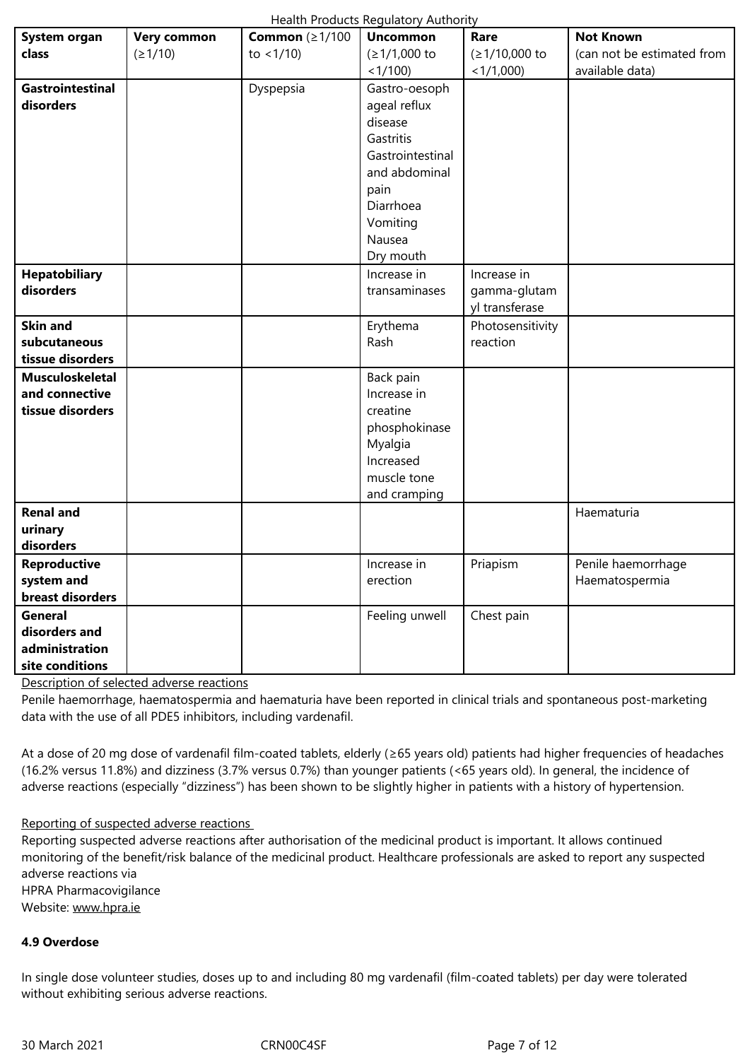| System organ class | Very common (≥1/10) | Common (≥1/100 to <1/10) | Uncommon (≥1/1,000 to <1/100) | Rare (≥1/10,000 to <1/1,000) | Not Known (can not be estimated from available data) |
|---|---|---|---|---|---|
| **Gastrointestinal disorders** | | Dyspepsia | Gastro-oesophageal reflux disease<br>Gastritis<br>Gastrointestinal and abdominal pain<br>Diarrhoea<br>Vomiting<br>Nausea<br>Dry mouth | | |
| **Hepatobiliary disorders** | | | Increase in transaminases | Increase in gamma-glutamyl transferase | |
| **Skin and subcutaneous tissue disorders** | | | Erythema<br>Rash | Photosensitivity reaction | |
| **Musculoskeletal and connective tissue disorders** | | | Back pain<br>Increase in creatine phosphokinase<br>Myalgia<br>Increased muscle tone and cramping | | |
| **Renal and urinary disorders** | | | | | Haematuria |
| **Reproductive system and breast disorders** | | | Increase in erection | Priapism | Penile haemorrhage<br>Haematospermia |
| **General disorders and administration site conditions** | | | Feeling unwell | Chest pain | |

Description of selected adverse reactions

Penile haemorrhage, haematospermia and haematuria have been reported in clinical trials and spontaneous post-marketing data with the use of all PDE5 inhibitors, including vardenafil.

At a dose of 20 mg dose of vardenafil film-coated tablets, elderly (≥65 years old) patients had higher frequencies of headaches (16.2% versus 11.8%) and dizziness (3.7% versus 0.7%) than younger patients (<65 years old). In general, the incidence of adverse reactions (especially "dizziness") has been shown to be slightly higher in patients with a history of hypertension.

Reporting of suspected adverse reactions

Reporting suspected adverse reactions after authorisation of the medicinal product is important. It allows continued monitoring of the benefit/risk balance of the medicinal product. Healthcare professionals are asked to report any suspected adverse reactions via
HPRA Pharmacovigilance
Website: www.hpra.ie

**4.9 Overdose**

In single dose volunteer studies, doses up to and including 80 mg vardenafil (film-coated tablets) per day were tolerated without exhibiting serious adverse reactions.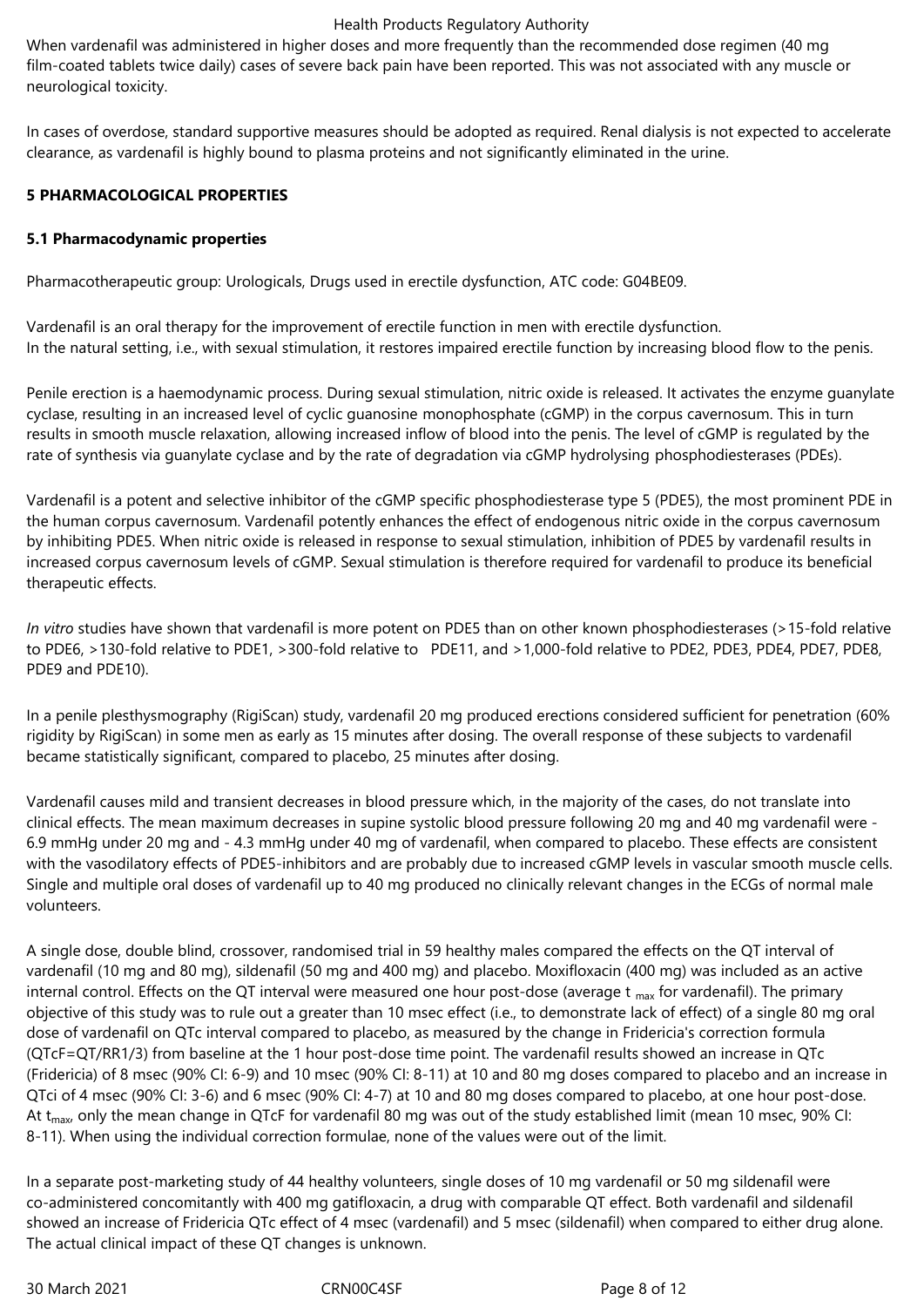When vardenafil was administered in higher doses and more frequently than the recommended dose regimen (40 mg film-coated tablets twice daily) cases of severe back pain have been reported. This was not associated with any muscle or neurological toxicity.

In cases of overdose, standard supportive measures should be adopted as required. Renal dialysis is not expected to accelerate clearance, as vardenafil is highly bound to plasma proteins and not significantly eliminated in the urine.

## 5 PHARMACOLOGICAL PROPERTIES

### 5.1 Pharmacodynamic properties

Pharmacotherapeutic group: Urologicals, Drugs used in erectile dysfunction, ATC code: G04BE09.

Vardenafil is an oral therapy for the improvement of erectile function in men with erectile dysfunction.
In the natural setting, i.e., with sexual stimulation, it restores impaired erectile function by increasing blood flow to the penis.

Penile erection is a haemodynamic process. During sexual stimulation, nitric oxide is released. It activates the enzyme guanylate cyclase, resulting in an increased level of cyclic guanosine monophosphate (cGMP) in the corpus cavernosum. This in turn results in smooth muscle relaxation, allowing increased inflow of blood into the penis. The level of cGMP is regulated by the rate of synthesis via guanylate cyclase and by the rate of degradation via cGMP hydrolysing phosphodiesterases (PDEs).

Vardenafil is a potent and selective inhibitor of the cGMP specific phosphodiesterase type 5 (PDE5), the most prominent PDE in the human corpus cavernosum. Vardenafil potently enhances the effect of endogenous nitric oxide in the corpus cavernosum by inhibiting PDE5. When nitric oxide is released in response to sexual stimulation, inhibition of PDE5 by vardenafil results in increased corpus cavernosum levels of cGMP. Sexual stimulation is therefore required for vardenafil to produce its beneficial therapeutic effects.

*In vitro* studies have shown that vardenafil is more potent on PDE5 than on other known phosphodiesterases (>15-fold relative to PDE6, >130-fold relative to PDE1, >300-fold relative to PDE11, and >1,000-fold relative to PDE2, PDE3, PDE4, PDE7, PDE8, PDE9 and PDE10).

In a penile plesthysmography (RigiScan) study, vardenafil 20 mg produced erections considered sufficient for penetration (60% rigidity by RigiScan) in some men as early as 15 minutes after dosing. The overall response of these subjects to vardenafil became statistically significant, compared to placebo, 25 minutes after dosing.

Vardenafil causes mild and transient decreases in blood pressure which, in the majority of the cases, do not translate into clinical effects. The mean maximum decreases in supine systolic blood pressure following 20 mg and 40 mg vardenafil were - 6.9 mmHg under 20 mg and - 4.3 mmHg under 40 mg of vardenafil, when compared to placebo. These effects are consistent with the vasodilatory effects of PDE5-inhibitors and are probably due to increased cGMP levels in vascular smooth muscle cells. Single and multiple oral doses of vardenafil up to 40 mg produced no clinically relevant changes in the ECGs of normal male volunteers.

A single dose, double blind, crossover, randomised trial in 59 healthy males compared the effects on the QT interval of vardenafil (10 mg and 80 mg), sildenafil (50 mg and 400 mg) and placebo. Moxifloxacin (400 mg) was included as an active internal control. Effects on the QT interval were measured one hour post-dose (average $t_{max}$ for vardenafil). The primary objective of this study was to rule out a greater than 10 msec effect (i.e., to demonstrate lack of effect) of a single 80 mg oral dose of vardenafil on QTc interval compared to placebo, as measured by the change in Fridericia's correction formula ($QTcF=QT/RR1/3$) from baseline at the 1 hour post-dose time point. The vardenafil results showed an increase in QTc (Fridericia) of 8 msec (90% CI: 6-9) and 10 msec (90% CI: 8-11) at 10 and 80 mg doses compared to placebo and an increase in QTci of 4 msec (90% CI: 3-6) and 6 msec (90% CI: 4-7) at 10 and 80 mg doses compared to placebo, at one hour post-dose. At $t_{max}$, only the mean change in QTcF for vardenafil 80 mg was out of the study established limit (mean 10 msec, 90% CI: 8-11). When using the individual correction formulae, none of the values were out of the limit.

In a separate post-marketing study of 44 healthy volunteers, single doses of 10 mg vardenafil or 50 mg sildenafil were co-administered concomitantly with 400 mg gatifloxacin, a drug with comparable QT effect. Both vardenafil and sildenafil showed an increase of Fridericia QTc effect of 4 msec (vardenafil) and 5 msec (sildenafil) when compared to either drug alone. The actual clinical impact of these QT changes is unknown.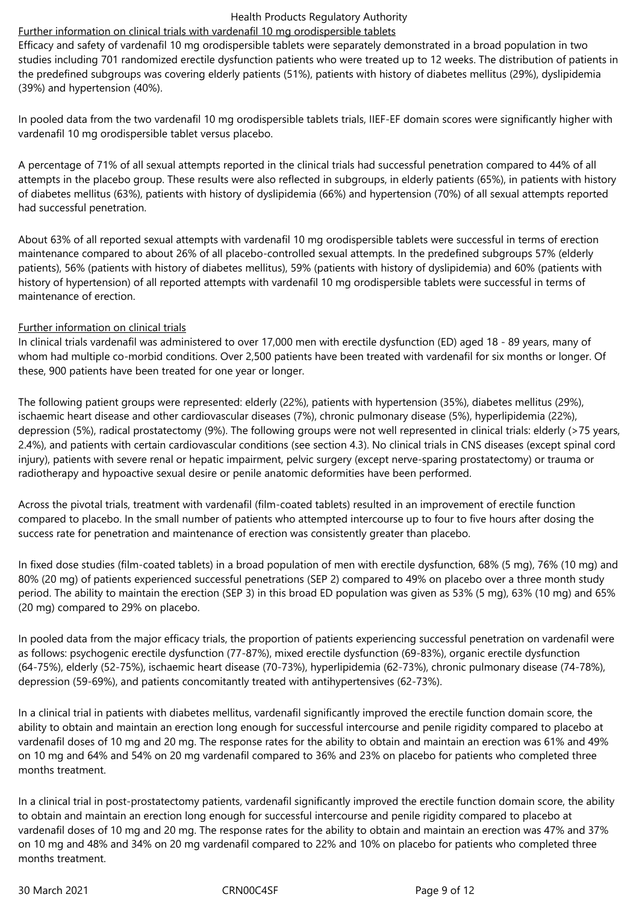Further information on clinical trials with vardenafil 10 mg orodispersible tablets

Efficacy and safety of vardenafil 10 mg orodispersible tablets were separately demonstrated in a broad population in two studies including 701 randomized erectile dysfunction patients who were treated up to 12 weeks. The distribution of patients in the predefined subgroups was covering elderly patients (51%), patients with history of diabetes mellitus (29%), dyslipidemia (39%) and hypertension (40%).

In pooled data from the two vardenafil 10 mg orodispersible tablets trials, IIEF-EF domain scores were significantly higher with vardenafil 10 mg orodispersible tablet versus placebo.

A percentage of 71% of all sexual attempts reported in the clinical trials had successful penetration compared to 44% of all attempts in the placebo group. These results were also reflected in subgroups, in elderly patients (65%), in patients with history of diabetes mellitus (63%), patients with history of dyslipidemia (66%) and hypertension (70%) of all sexual attempts reported had successful penetration.

About 63% of all reported sexual attempts with vardenafil 10 mg orodispersible tablets were successful in terms of erection maintenance compared to about 26% of all placebo-controlled sexual attempts. In the predefined subgroups 57% (elderly patients), 56% (patients with history of diabetes mellitus), 59% (patients with history of dyslipidemia) and 60% (patients with history of hypertension) of all reported attempts with vardenafil 10 mg orodispersible tablets were successful in terms of maintenance of erection.

Further information on clinical trials

In clinical trials vardenafil was administered to over 17,000 men with erectile dysfunction (ED) aged 18 - 89 years, many of whom had multiple co-morbid conditions. Over 2,500 patients have been treated with vardenafil for six months or longer. Of these, 900 patients have been treated for one year or longer.

The following patient groups were represented: elderly (22%), patients with hypertension (35%), diabetes mellitus (29%), ischaemic heart disease and other cardiovascular diseases (7%), chronic pulmonary disease (5%), hyperlipidemia (22%), depression (5%), radical prostatectomy (9%). The following groups were not well represented in clinical trials: elderly (>75 years, 2.4%), and patients with certain cardiovascular conditions (see section 4.3). No clinical trials in CNS diseases (except spinal cord injury), patients with severe renal or hepatic impairment, pelvic surgery (except nerve-sparing prostatectomy) or trauma or radiotherapy and hypoactive sexual desire or penile anatomic deformities have been performed.

Across the pivotal trials, treatment with vardenafil (film-coated tablets) resulted in an improvement of erectile function compared to placebo. In the small number of patients who attempted intercourse up to four to five hours after dosing the success rate for penetration and maintenance of erection was consistently greater than placebo.

In fixed dose studies (film-coated tablets) in a broad population of men with erectile dysfunction, 68% (5 mg), 76% (10 mg) and 80% (20 mg) of patients experienced successful penetrations (SEP 2) compared to 49% on placebo over a three month study period. The ability to maintain the erection (SEP 3) in this broad ED population was given as 53% (5 mg), 63% (10 mg) and 65% (20 mg) compared to 29% on placebo.

In pooled data from the major efficacy trials, the proportion of patients experiencing successful penetration on vardenafil were as follows: psychogenic erectile dysfunction (77-87%), mixed erectile dysfunction (69-83%), organic erectile dysfunction (64-75%), elderly (52-75%), ischaemic heart disease (70-73%), hyperlipidemia (62-73%), chronic pulmonary disease (74-78%), depression (59-69%), and patients concomitantly treated with antihypertensives (62-73%).

In a clinical trial in patients with diabetes mellitus, vardenafil significantly improved the erectile function domain score, the ability to obtain and maintain an erection long enough for successful intercourse and penile rigidity compared to placebo at vardenafil doses of 10 mg and 20 mg. The response rates for the ability to obtain and maintain an erection was 61% and 49% on 10 mg and 64% and 54% on 20 mg vardenafil compared to 36% and 23% on placebo for patients who completed three months treatment.

In a clinical trial in post-prostatectomy patients, vardenafil significantly improved the erectile function domain score, the ability to obtain and maintain an erection long enough for successful intercourse and penile rigidity compared to placebo at vardenafil doses of 10 mg and 20 mg. The response rates for the ability to obtain and maintain an erection was 47% and 37% on 10 mg and 48% and 34% on 20 mg vardenafil compared to 22% and 10% on placebo for patients who completed three months treatment.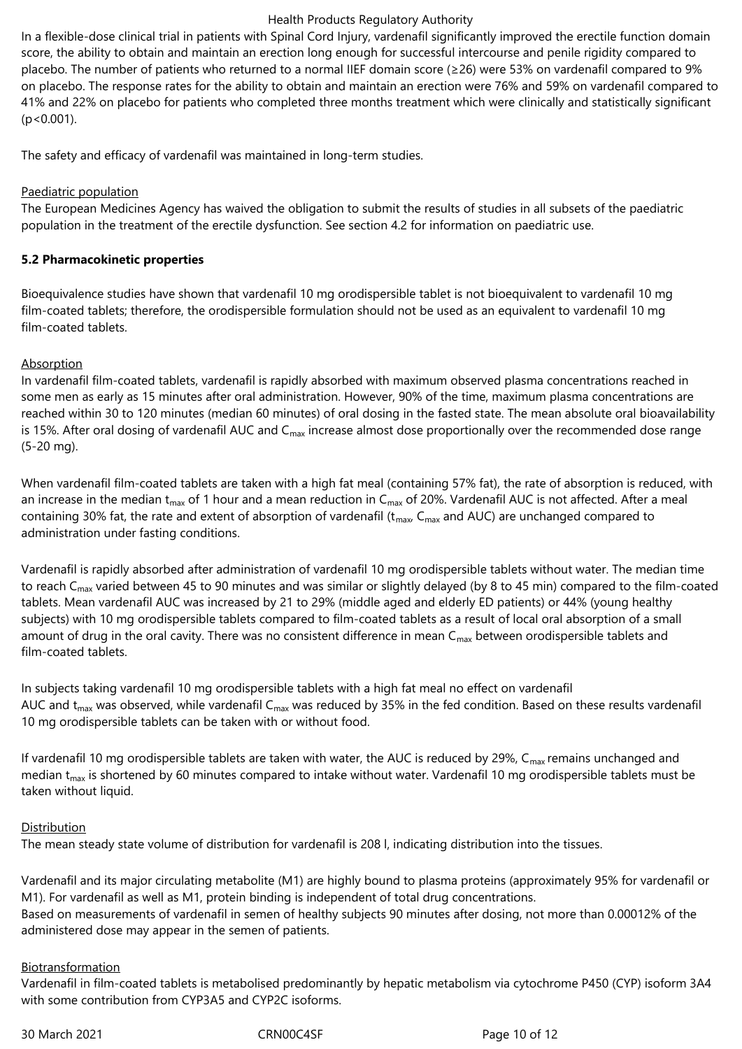In a flexible-dose clinical trial in patients with Spinal Cord Injury, vardenafil significantly improved the erectile function domain score, the ability to obtain and maintain an erection long enough for successful intercourse and penile rigidity compared to placebo. The number of patients who returned to a normal IIEF domain score (≥26) were 53% on vardenafil compared to 9% on placebo. The response rates for the ability to obtain and maintain an erection were 76% and 59% on vardenafil compared to 41% and 22% on placebo for patients who completed three months treatment which were clinically and statistically significant ($p<0.001$).

The safety and efficacy of vardenafil was maintained in long-term studies.

Paediatric population

The European Medicines Agency has waived the obligation to submit the results of studies in all subsets of the paediatric population in the treatment of the erectile dysfunction. See section 4.2 for information on paediatric use.

**5.2 Pharmacokinetic properties**

Bioequivalence studies have shown that vardenafil 10 mg orodispersible tablet is not bioequivalent to vardenafil 10 mg film-coated tablets; therefore, the orodispersible formulation should not be used as an equivalent to vardenafil 10 mg film-coated tablets.

Absorption

In vardenafil film-coated tablets, vardenafil is rapidly absorbed with maximum observed plasma concentrations reached in some men as early as 15 minutes after oral administration. However, 90% of the time, maximum plasma concentrations are reached within 30 to 120 minutes (median 60 minutes) of oral dosing in the fasted state. The mean absolute oral bioavailability is 15%. After oral dosing of vardenafil AUC and $C_{max}$ increase almost dose proportionally over the recommended dose range (5-20 mg).

When vardenafil film-coated tablets are taken with a high fat meal (containing 57% fat), the rate of absorption is reduced, with an increase in the median $t_{max}$ of 1 hour and a mean reduction in $C_{max}$ of 20%. Vardenafil AUC is not affected. After a meal containing 30% fat, the rate and extent of absorption of vardenafil ($t_{max}$, $C_{max}$ and AUC) are unchanged compared to administration under fasting conditions.

Vardenafil is rapidly absorbed after administration of vardenafil 10 mg orodispersible tablets without water. The median time to reach $C_{max}$ varied between 45 to 90 minutes and was similar or slightly delayed (by 8 to 45 min) compared to the film-coated tablets. Mean vardenafil AUC was increased by 21 to 29% (middle aged and elderly ED patients) or 44% (young healthy subjects) with 10 mg orodispersible tablets compared to film-coated tablets as a result of local oral absorption of a small amount of drug in the oral cavity. There was no consistent difference in mean $C_{max}$ between orodispersible tablets and film-coated tablets.

In subjects taking vardenafil 10 mg orodispersible tablets with a high fat meal no effect on vardenafil AUC and $t_{max}$ was observed, while vardenafil $C_{max}$ was reduced by 35% in the fed condition. Based on these results vardenafil 10 mg orodispersible tablets can be taken with or without food.

If vardenafil 10 mg orodispersible tablets are taken with water, the AUC is reduced by 29%, $C_{max}$ remains unchanged and median $t_{max}$ is shortened by 60 minutes compared to intake without water. Vardenafil 10 mg orodispersible tablets must be taken without liquid.

Distribution

The mean steady state volume of distribution for vardenafil is 208 l, indicating distribution into the tissues.

Vardenafil and its major circulating metabolite (M1) are highly bound to plasma proteins (approximately 95% for vardenafil or M1). For vardenafil as well as M1, protein binding is independent of total drug concentrations.
Based on measurements of vardenafil in semen of healthy subjects 90 minutes after dosing, not more than 0.00012% of the administered dose may appear in the semen of patients.

Biotransformation

Vardenafil in film-coated tablets is metabolised predominantly by hepatic metabolism via cytochrome P450 (CYP) isoform 3A4 with some contribution from CYP3A5 and CYP2C isoforms.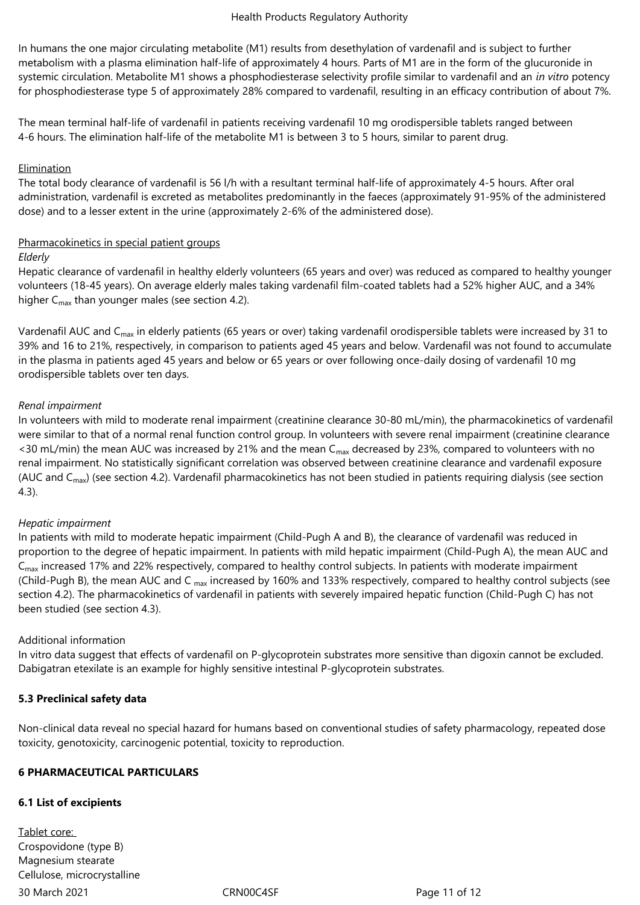In humans the one major circulating metabolite (M1) results from desethylation of vardenafil and is subject to further metabolism with a plasma elimination half-life of approximately 4 hours. Parts of M1 are in the form of the glucuronide in systemic circulation. Metabolite M1 shows a phosphodiesterase selectivity profile similar to vardenafil and an *in vitro* potency for phosphodiesterase type 5 of approximately 28% compared to vardenafil, resulting in an efficacy contribution of about 7%.

The mean terminal half-life of vardenafil in patients receiving vardenafil 10 mg orodispersible tablets ranged between 4-6 hours. The elimination half-life of the metabolite M1 is between 3 to 5 hours, similar to parent drug.

Elimination

The total body clearance of vardenafil is 56 l/h with a resultant terminal half-life of approximately 4-5 hours. After oral administration, vardenafil is excreted as metabolites predominantly in the faeces (approximately 91-95% of the administered dose) and to a lesser extent in the urine (approximately 2-6% of the administered dose).

Pharmacokinetics in special patient groups

*Elderly*

Hepatic clearance of vardenafil in healthy elderly volunteers (65 years and over) was reduced as compared to healthy younger volunteers (18-45 years). On average elderly males taking vardenafil film-coated tablets had a 52% higher AUC, and a 34% higher $C_{max}$ than younger males (see section 4.2).

Vardenafil AUC and $C_{max}$ in elderly patients (65 years or over) taking vardenafil orodispersible tablets were increased by 31 to 39% and 16 to 21%, respectively, in comparison to patients aged 45 years and below. Vardenafil was not found to accumulate in the plasma in patients aged 45 years and below or 65 years or over following once-daily dosing of vardenafil 10 mg orodispersible tablets over ten days.

*Renal impairment*

In volunteers with mild to moderate renal impairment (creatinine clearance 30-80 mL/min), the pharmacokinetics of vardenafil were similar to that of a normal renal function control group. In volunteers with severe renal impairment (creatinine clearance <30 mL/min) the mean AUC was increased by 21% and the mean $C_{max}$ decreased by 23%, compared to volunteers with no renal impairment. No statistically significant correlation was observed between creatinine clearance and vardenafil exposure (AUC and $C_{max}$) (see section 4.2). Vardenafil pharmacokinetics has not been studied in patients requiring dialysis (see section 4.3).

*Hepatic impairment*

In patients with mild to moderate hepatic impairment (Child-Pugh A and B), the clearance of vardenafil was reduced in proportion to the degree of hepatic impairment. In patients with mild hepatic impairment (Child-Pugh A), the mean AUC and $C_{max}$ increased 17% and 22% respectively, compared to healthy control subjects. In patients with moderate impairment (Child-Pugh B), the mean AUC and $C_{max}$ increased by 160% and 133% respectively, compared to healthy control subjects (see section 4.2). The pharmacokinetics of vardenafil in patients with severely impaired hepatic function (Child-Pugh C) has not been studied (see section 4.3).

Additional information

In vitro data suggest that effects of vardenafil on P-glycoprotein substrates more sensitive than digoxin cannot be excluded. Dabigatran etexilate is an example for highly sensitive intestinal P-glycoprotein substrates.

**5.3 Preclinical safety data**

Non-clinical data reveal no special hazard for humans based on conventional studies of safety pharmacology, repeated dose toxicity, genotoxicity, carcinogenic potential, toxicity to reproduction.

**6 PHARMACEUTICAL PARTICULARS**

**6.1 List of excipients**

Tablet core:

Crospovidone (type B)
Magnesium stearate
Cellulose, microcrystalline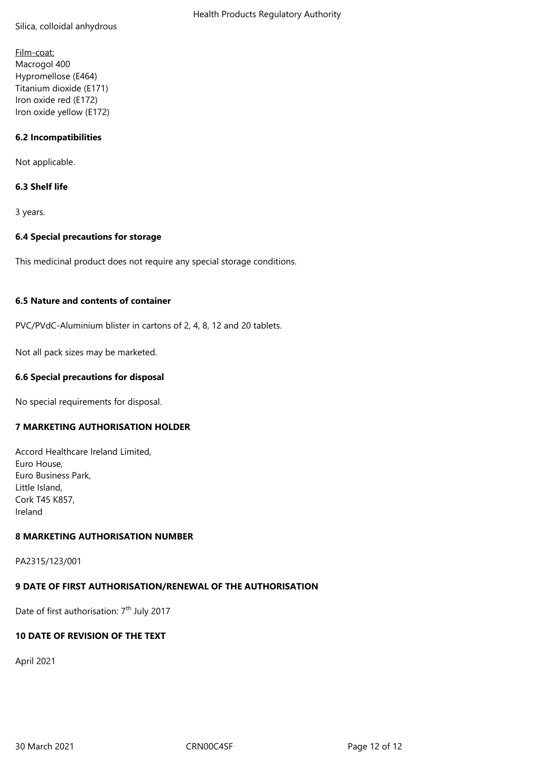Silica, colloidal anhydrous

Film-coat:
Macrogol 400
Hypromellose (E464)
Titanium dioxide (E171)
Iron oxide red (E172)
Iron oxide yellow (E172)

**6.2 Incompatibilities**

Not applicable.

**6.3 Shelf life**

3 years.

**6.4 Special precautions for storage**

This medicinal product does not require any special storage conditions.

**6.5 Nature and contents of container**

PVC/PVdC-Aluminium blister in cartons of 2, 4, 8, 12 and 20 tablets.

Not all pack sizes may be marketed.

**6.6 Special precautions for disposal**

No special requirements for disposal.

**7 MARKETING AUTHORISATION HOLDER**

Accord Healthcare Ireland Limited,
Euro House,
Euro Business Park,
Little Island,
Cork T45 K857,
Ireland

**8 MARKETING AUTHORISATION NUMBER**

PA2315/123/001

**9 DATE OF FIRST AUTHORISATION/RENEWAL OF THE AUTHORISATION**

Date of first authorisation: 7th July 2017

**10 DATE OF REVISION OF THE TEXT**

April 2021